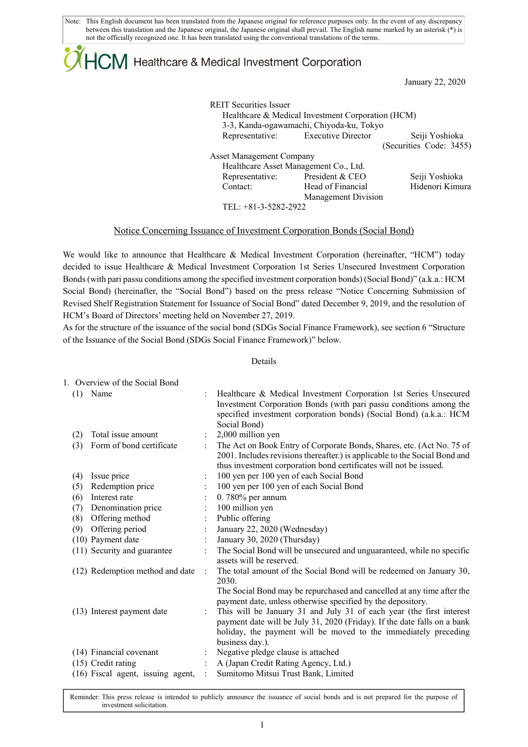Note: This English document has been translated from the Japanese original for reference purposes only. In the event of any discrepancy between this translation and the Japanese original, the Japanese original shall prevail. The English name marked by an asterisk (*) is not the officially recognized one. It has been translated using the conventional translations of the terms.

HCM Healthcare & Medical Investment Corporation

January 22, 2020

REIT Securities Issuer
Healthcare & Medical Investment Corporation (HCM)
3-3, Kanda-ogawamachi, Chiyoda-ku, Tokyo
Representative: Executive Director Seiji Yoshioka
(Securities Code: 3455)

Asset Management Company
Healthcare Asset Management Co., Ltd.
Representative: President & CEO Seiji Yoshioka
Contact: Head of Financial Management Division Hidenori Kimura
TEL: +81-3-5282-2922

## Notice Concerning Issuance of Investment Corporation Bonds (Social Bond)

We would like to announce that Healthcare & Medical Investment Corporation (hereinafter, "HCM") today decided to issue Healthcare & Medical Investment Corporation 1st Series Unsecured Investment Corporation Bonds (with pari passu conditions among the specified investment corporation bonds) (Social Bond)" (a.k.a.: HCM Social Bond) (hereinafter, the "Social Bond") based on the press release "Notice Concerning Submission of Revised Shelf Registration Statement for Issuance of Social Bond" dated December 9, 2019, and the resolution of HCM's Board of Directors' meeting held on November 27, 2019.

As for the structure of the issuance of the social bond (SDGs Social Finance Framework), see section 6 "Structure of the Issuance of the Social Bond (SDGs Social Finance Framework)" below.

Details

1. Overview of the Social Bond

| | | |
|---|---|---|
| (1) Name | : | Healthcare & Medical Investment Corporation 1st Series Unsecured Investment Corporation Bonds (with pari passu conditions among the specified investment corporation bonds) (Social Bond) (a.k.a.: HCM Social Bond) |
| (2) Total issue amount | : | 2,000 million yen |
| (3) Form of bond certificate | : | The Act on Book Entry of Corporate Bonds, Shares, etc. (Act No. 75 of 2001. Includes revisions thereafter.) is applicable to the Social Bond and thus investment corporation bond certificates will not be issued. |
| (4) Issue price | : | 100 yen per 100 yen of each Social Bond |
| (5) Redemption price | : | 100 yen per 100 yen of each Social Bond |
| (6) Interest rate | : | 0. 780% per annum |
| (7) Denomination price | : | 100 million yen |
| (8) Offering method | : | Public offering |
| (9) Offering period | : | January 22, 2020 (Wednesday) |
| (10) Payment date | : | January 30, 2020 (Thursday) |
| (11) Security and guarantee | : | The Social Bond will be unsecured and unguaranteed, while no specific assets will be reserved. |
| (12) Redemption method and date | : | The total amount of the Social Bond will be redeemed on January 30, 2030. The Social Bond may be repurchased and cancelled at any time after the payment date, unless otherwise specified by the depository. |
| (13) Interest payment date | : | This will be January 31 and July 31 of each year (the first interest payment date will be July 31, 2020 (Friday). If the date falls on a bank holiday, the payment will be moved to the immediately preceding business day.). |
| (14) Financial covenant | : | Negative pledge clause is attached |
| (15) Credit rating | : | A (Japan Credit Rating Agency, Ltd.) |
| (16) Fiscal agent, issuing agent, | : | Sumitomo Mitsui Trust Bank, Limited |

Reminder: This press release is intended to publicly announce the issuance of social bonds and is not prepared for the purpose of investment solicitation.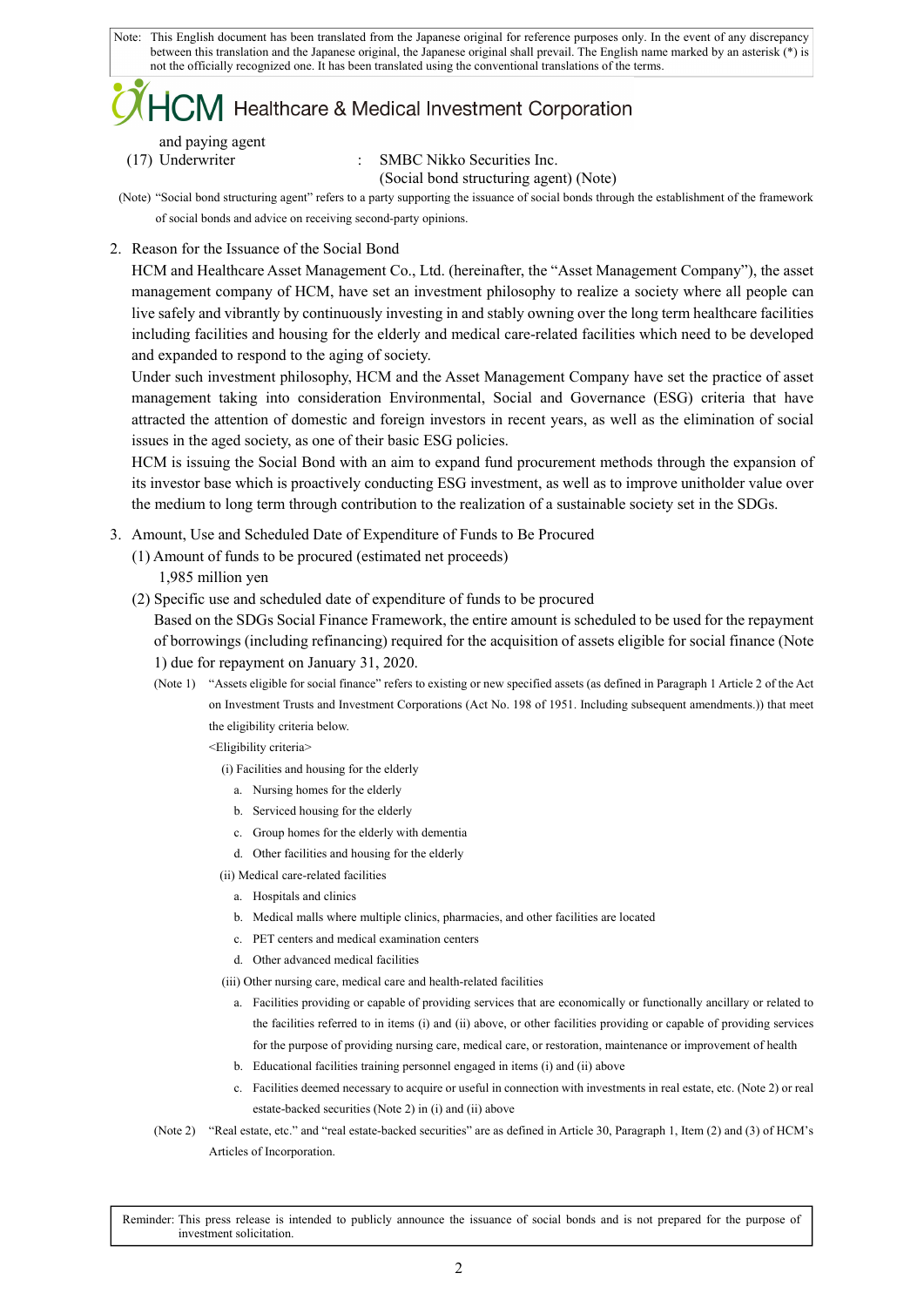Note: This English document has been translated from the Japanese original for reference purposes only. In the event of any discrepancy between this translation and the Japanese original, the Japanese original shall prevail. The English name marked by an asterisk (*) is not the officially recognized one. It has been translated using the conventional translations of the terms.

and paying agent

(17) Underwriter : SMBC Nikko Securities Inc.
(Social bond structuring agent) (Note)

(Note) "Social bond structuring agent" refers to a party supporting the issuance of social bonds through the establishment of the framework of social bonds and advice on receiving second-party opinions.

2. Reason for the Issuance of the Social Bond

HCM and Healthcare Asset Management Co., Ltd. (hereinafter, the "Asset Management Company"), the asset management company of HCM, have set an investment philosophy to realize a society where all people can live safely and vibrantly by continuously investing in and stably owning over the long term healthcare facilities including facilities and housing for the elderly and medical care-related facilities which need to be developed and expanded to respond to the aging of society.

Under such investment philosophy, HCM and the Asset Management Company have set the practice of asset management taking into consideration Environmental, Social and Governance (ESG) criteria that have attracted the attention of domestic and foreign investors in recent years, as well as the elimination of social issues in the aged society, as one of their basic ESG policies.

HCM is issuing the Social Bond with an aim to expand fund procurement methods through the expansion of its investor base which is proactively conducting ESG investment, as well as to improve unitholder value over the medium to long term through contribution to the realization of a sustainable society set in the SDGs.

3. Amount, Use and Scheduled Date of Expenditure of Funds to Be Procured

(1) Amount of funds to be procured (estimated net proceeds)

1,985 million yen

(2) Specific use and scheduled date of expenditure of funds to be procured

Based on the SDGs Social Finance Framework, the entire amount is scheduled to be used for the repayment of borrowings (including refinancing) required for the acquisition of assets eligible for social finance (Note 1) due for repayment on January 31, 2020.

(Note 1) "Assets eligible for social finance" refers to existing or new specified assets (as defined in Paragraph 1 Article 2 of the Act on Investment Trusts and Investment Corporations (Act No. 198 of 1951. Including subsequent amendments.)) that meet the eligibility criteria below.

<Eligibility criteria>

(i) Facilities and housing for the elderly
  a. Nursing homes for the elderly
  b. Serviced housing for the elderly
  c. Group homes for the elderly with dementia
  d. Other facilities and housing for the elderly

(ii) Medical care-related facilities
  a. Hospitals and clinics
  b. Medical malls where multiple clinics, pharmacies, and other facilities are located
  c. PET centers and medical examination centers
  d. Other advanced medical facilities

(iii) Other nursing care, medical care and health-related facilities
  a. Facilities providing or capable of providing services that are economically or functionally ancillary or related to the facilities referred to in items (i) and (ii) above, or other facilities providing or capable of providing services for the purpose of providing nursing care, medical care, or restoration, maintenance or improvement of health
  b. Educational facilities training personnel engaged in items (i) and (ii) above
  c. Facilities deemed necessary to acquire or useful in connection with investments in real estate, etc. (Note 2) or real estate-backed securities (Note 2) in (i) and (ii) above

(Note 2) "Real estate, etc." and "real estate-backed securities" are as defined in Article 30, Paragraph 1, Item (2) and (3) of HCM's Articles of Incorporation.

Reminder: This press release is intended to publicly announce the issuance of social bonds and is not prepared for the purpose of investment solicitation.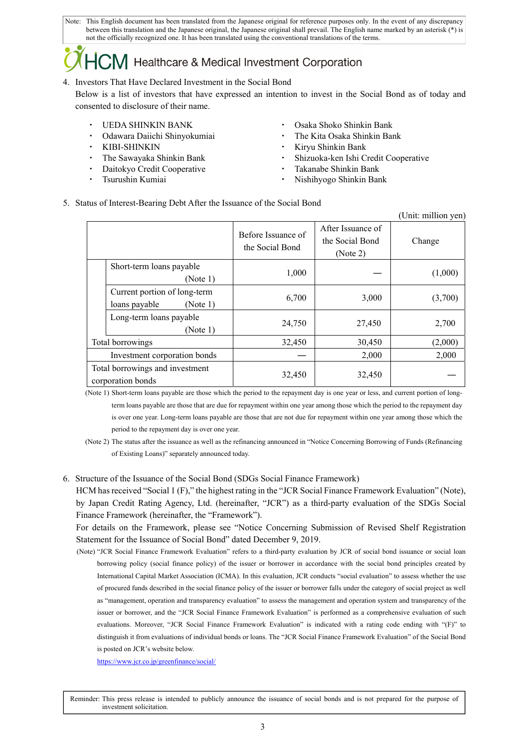Note: This English document has been translated from the Japanese original for reference purposes only. In the event of any discrepancy between this translation and the Japanese original, the Japanese original shall prevail. The English name marked by an asterisk (*) is not the officially recognized one. It has been translated using the conventional translations of the terms.

4. Investors That Have Declared Investment in the Social Bond

Below is a list of investors that have expressed an intention to invest in the Social Bond as of today and consented to disclosure of their name.

- UEDA SHINKIN BANK
- Odawara Daiichi Shinyokumiai
- KIBI-SHINKIN
- The Sawayaka Shinkin Bank
- Daitokyo Credit Cooperative
- Tsurushin Kumiai
- Osaka Shoko Shinkin Bank
- The Kita Osaka Shinkin Bank
- Kiryu Shinkin Bank
- Shizuoka-ken Ishi Credit Cooperative
- Takanabe Shinkin Bank
- Nishihyogo Shinkin Bank

5. Status of Interest-Bearing Debt After the Issuance of the Social Bond

(Unit: million yen)

| | Before Issuance of the Social Bond | After Issuance of the Social Bond (Note 2) | Change |
|---|---|---|---|
| Short-term loans payable (Note 1) | 1,000 | — | (1,000) |
| Current portion of long-term loans payable (Note 1) | 6,700 | 3,000 | (3,700) |
| Long-term loans payable (Note 1) | 24,750 | 27,450 | 2,700 |
| Total borrowings | 32,450 | 30,450 | (2,000) |
| Investment corporation bonds | — | 2,000 | 2,000 |
| Total borrowings and investment corporation bonds | 32,450 | 32,450 | — |

(Note 1) Short-term loans payable are those which the period to the repayment day is one year or less, and current portion of long-term loans payable are those that are due for repayment within one year among those which the period to the repayment day is over one year. Long-term loans payable are those that are not due for repayment within one year among those which the period to the repayment day is over one year.

(Note 2) The status after the issuance as well as the refinancing announced in "Notice Concerning Borrowing of Funds (Refinancing of Existing Loans)" separately announced today.

6. Structure of the Issuance of the Social Bond (SDGs Social Finance Framework)

HCM has received "Social 1 (F)," the highest rating in the "JCR Social Finance Framework Evaluation" (Note), by Japan Credit Rating Agency, Ltd. (hereinafter, "JCR") as a third-party evaluation of the SDGs Social Finance Framework (hereinafter, the "Framework").

For details on the Framework, please see "Notice Concerning Submission of Revised Shelf Registration Statement for the Issuance of Social Bond" dated December 9, 2019.

(Note) "JCR Social Finance Framework Evaluation" refers to a third-party evaluation by JCR of social bond issuance or social loan borrowing policy (social finance policy) of the issuer or borrower in accordance with the social bond principles created by International Capital Market Association (ICMA). In this evaluation, JCR conducts "social evaluation" to assess whether the use of procured funds described in the social finance policy of the issuer or borrower falls under the category of social project as well as "management, operation and transparency evaluation" to assess the management and operation system and transparency of the issuer or borrower, and the "JCR Social Finance Framework Evaluation" is performed as a comprehensive evaluation of such evaluations. Moreover, "JCR Social Finance Framework Evaluation" is indicated with a rating code ending with "(F)" to distinguish it from evaluations of individual bonds or loans. The "JCR Social Finance Framework Evaluation" of the Social Bond is posted on JCR's website below.

https://www.jcr.co.jp/greenfinance/social/

Reminder: This press release is intended to publicly announce the issuance of social bonds and is not prepared for the purpose of investment solicitation.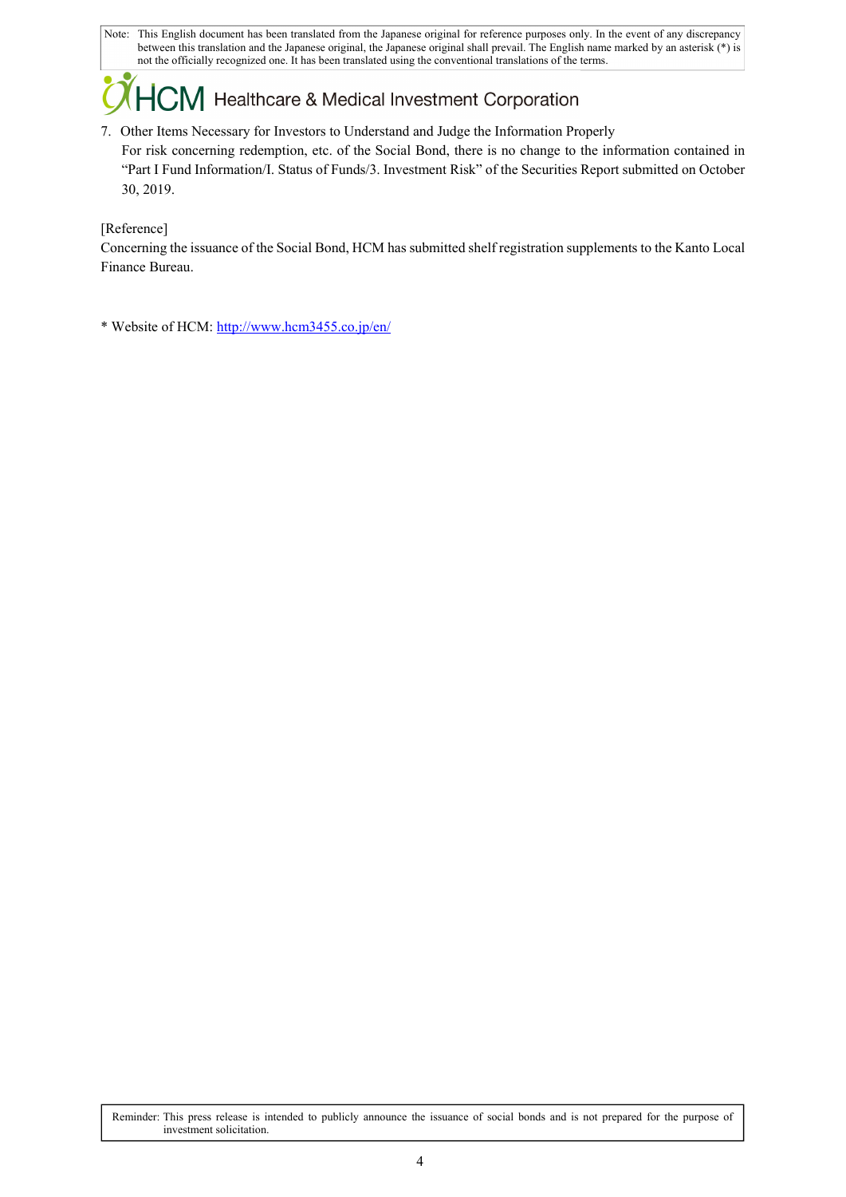7. Other Items Necessary for Investors to Understand and Judge the Information Properly

For risk concerning redemption, etc. of the Social Bond, there is no change to the information contained in "Part I Fund Information/I. Status of Funds/3. Investment Risk" of the Securities Report submitted on October 30, 2019.

[Reference]

Concerning the issuance of the Social Bond, HCM has submitted shelf registration supplements to the Kanto Local Finance Bureau.

* Website of HCM: http://www.hcm3455.co.jp/en/

Reminder: This press release is intended to publicly announce the issuance of social bonds and is not prepared for the purpose of investment solicitation.